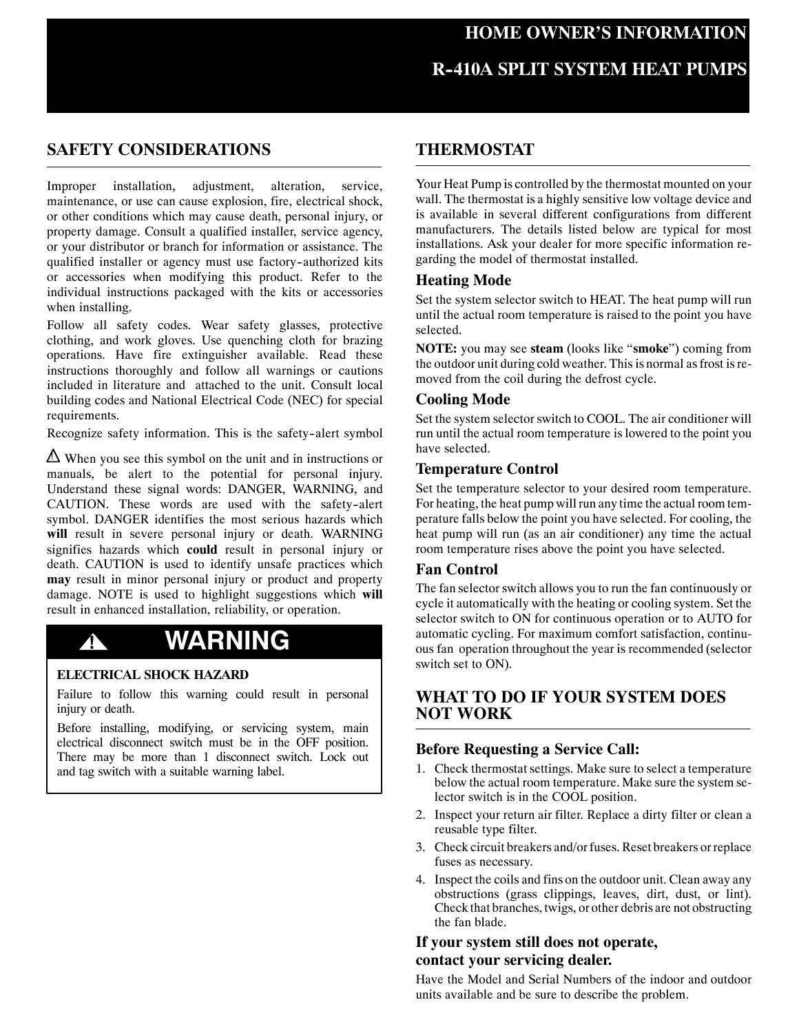# HOME OWNER'S INFORMATION

# R-410A SPLIT SYSTEM HEAT PUMPS

## SAFETY CONSIDERATIONS

Improper installation, adjustment, alteration, service, maintenance, or use can cause explosion, fire, electrical shock, or other conditions which may cause death, personal injury, or property damage. Consult a qualified installer, service agency, or your distributor or branch for information or assistance. The qualified installer or agency must use factory-authorized kits or accessories when modifying this product. Refer to the individual instructions packaged with the kits or accessories when installing.

Follow all safety codes. Wear safety glasses, protective clothing, and work gloves. Use quenching cloth for brazing operations. Have fire extinguisher available. Read these instructions thoroughly and follow all warnings or cautions included in literature and attached to the unit. Consult local building codes and National Electrical Code (NEC) for special requirements.

Recognize safety information. This is the safety-alert symbol ⚠ When you see this symbol on the unit and in instructions or manuals, be alert to the potential for personal injury. Understand these signal words: DANGER, WARNING, and CAUTION. These words are used with the safety-alert symbol. DANGER identifies the most serious hazards which **will** result in severe personal injury or death. WARNING signifies hazards which **could** result in personal injury or death. CAUTION is used to identify unsafe practices which **may** result in minor personal injury or product and property damage. NOTE is used to highlight suggestions which **will** result in enhanced installation, reliability, or operation.

> **⚠ WARNING**
>
> **ELECTRICAL SHOCK HAZARD**
>
> Failure to follow this warning could result in personal injury or death.
>
> Before installing, modifying, or servicing system, main electrical disconnect switch must be in the OFF position. There may be more than 1 disconnect switch. Lock out and tag switch with a suitable warning label.

## THERMOSTAT

Your Heat Pump is controlled by the thermostat mounted on your wall. The thermostat is a highly sensitive low voltage device and is available in several different configurations from different manufacturers. The details listed below are typical for most installations. Ask your dealer for more specific information regarding the model of thermostat installed.

### Heating Mode

Set the system selector switch to HEAT. The heat pump will run until the actual room temperature is raised to the point you have selected.

**NOTE:** you may see **steam** (looks like "**smoke**") coming from the outdoor unit during cold weather. This is normal as frost is removed from the coil during the defrost cycle.

### Cooling Mode

Set the system selector switch to COOL. The air conditioner will run until the actual room temperature is lowered to the point you have selected.

### Temperature Control

Set the temperature selector to your desired room temperature. For heating, the heat pump will run any time the actual room temperature falls below the point you have selected. For cooling, the heat pump will run (as an air conditioner) any time the actual room temperature rises above the point you have selected.

### Fan Control

The fan selector switch allows you to run the fan continuously or cycle it automatically with the heating or cooling system. Set the selector switch to ON for continuous operation or to AUTO for automatic cycling. For maximum comfort satisfaction, continuous fan operation throughout the year is recommended (selector switch set to ON).

## WHAT TO DO IF YOUR SYSTEM DOES NOT WORK

### Before Requesting a Service Call:

1. Check thermostat settings. Make sure to select a temperature below the actual room temperature. Make sure the system selector switch is in the COOL position.
2. Inspect your return air filter. Replace a dirty filter or clean a reusable type filter.
3. Check circuit breakers and/or fuses. Reset breakers or replace fuses as necessary.
4. Inspect the coils and fins on the outdoor unit. Clean away any obstructions (grass clippings, leaves, dirt, dust, or lint). Check that branches, twigs, or other debris are not obstructing the fan blade.

### If your system still does not operate, contact your servicing dealer.

Have the Model and Serial Numbers of the indoor and outdoor units available and be sure to describe the problem.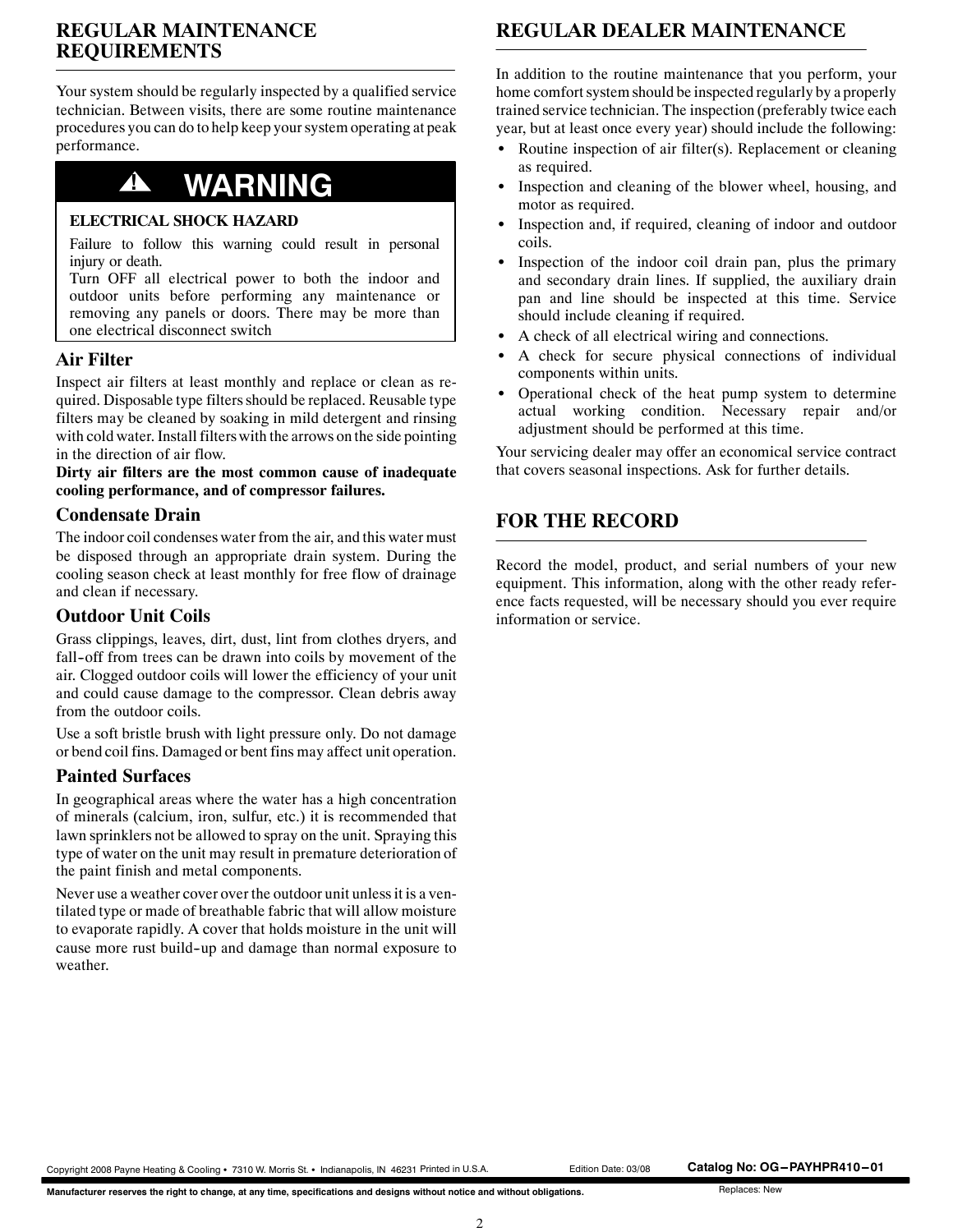## REGULAR MAINTENANCE REQUIREMENTS

Your system should be regularly inspected by a qualified service technician. Between visits, there are some routine maintenance procedures you can do to help keep your system operating at peak performance.

> **⚠ WARNING**
>
> **ELECTRICAL SHOCK HAZARD**
>
> Failure to follow this warning could result in personal injury or death.
> Turn OFF all electrical power to both the indoor and outdoor units before performing any maintenance or removing any panels or doors. There may be more than one electrical disconnect switch

### Air Filter

Inspect air filters at least monthly and replace or clean as required. Disposable type filters should be replaced. Reusable type filters may be cleaned by soaking in mild detergent and rinsing with cold water. Install filters with the arrows on the side pointing in the direction of air flow.

**Dirty air filters are the most common cause of inadequate cooling performance, and of compressor failures.**

### Condensate Drain

The indoor coil condenses water from the air, and this water must be disposed through an appropriate drain system. During the cooling season check at least monthly for free flow of drainage and clean if necessary.

### Outdoor Unit Coils

Grass clippings, leaves, dirt, dust, lint from clothes dryers, and fall-off from trees can be drawn into coils by movement of the air. Clogged outdoor coils will lower the efficiency of your unit and could cause damage to the compressor. Clean debris away from the outdoor coils.

Use a soft bristle brush with light pressure only. Do not damage or bend coil fins. Damaged or bent fins may affect unit operation.

### Painted Surfaces

In geographical areas where the water has a high concentration of minerals (calcium, iron, sulfur, etc.) it is recommended that lawn sprinklers not be allowed to spray on the unit. Spraying this type of water on the unit may result in premature deterioration of the paint finish and metal components.

Never use a weather cover over the outdoor unit unless it is a ventilated type or made of breathable fabric that will allow moisture to evaporate rapidly. A cover that holds moisture in the unit will cause more rust build-up and damage than normal exposure to weather.

## REGULAR DEALER MAINTENANCE

In addition to the routine maintenance that you perform, your home comfort system should be inspected regularly by a properly trained service technician. The inspection (preferably twice each year, but at least once every year) should include the following:

- Routine inspection of air filter(s). Replacement or cleaning as required.
- Inspection and cleaning of the blower wheel, housing, and motor as required.
- Inspection and, if required, cleaning of indoor and outdoor coils.
- Inspection of the indoor coil drain pan, plus the primary and secondary drain lines. If supplied, the auxiliary drain pan and line should be inspected at this time. Service should include cleaning if required.
- A check of all electrical wiring and connections.
- A check for secure physical connections of individual components within units.
- Operational check of the heat pump system to determine actual working condition. Necessary repair and/or adjustment should be performed at this time.

Your servicing dealer may offer an economical service contract that covers seasonal inspections. Ask for further details.

## FOR THE RECORD

Record the model, product, and serial numbers of your new equipment. This information, along with the other ready reference facts requested, will be necessary should you ever require information or service.

Copyright 2008 Payne Heating & Cooling • 7310 W. Morris St. • Indianapolis, IN 46231 Printed in U.S.A. Edition Date: 03/08 **Catalog No: OG-PAYHPR410-01**

**Manufacturer reserves the right to change, at any time, specifications and designs without notice and without obligations.** Replaces: New